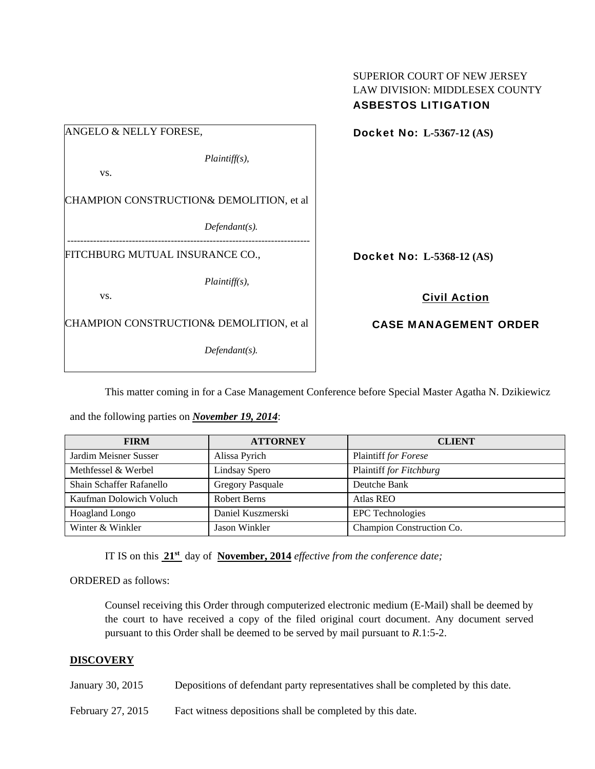SUPERIOR COURT OF NEW JERSEY
LAW DIVISION: MIDDLESEX COUNTY
**ASBESTOS LITIGATION**

ANGELO & NELLY FORESE,

*Plaintiff(s),*

vs.

CHAMPION CONSTRUCTION& DEMOLITION, et al

*Defendant(s).*

**Docket No: L-5367-12 (AS)**

---

FITCHBURG MUTUAL INSURANCE CO.,

*Plaintiff(s),*

vs.

CHAMPION CONSTRUCTION& DEMOLITION, et al

*Defendant(s).*

**Docket No: L-5368-12 (AS)**

**Civil Action**

**CASE MANAGEMENT ORDER**

This matter coming in for a Case Management Conference before Special Master Agatha N. Dzikiewicz and the following parties on ***November 19, 2014***:

| FIRM | ATTORNEY | CLIENT |
|---|---|---|
| Jardim Meisner Susser | Alissa Pyrich | Plaintiff *for Forese* |
| Methfessel & Werbel | Lindsay Spero | Plaintiff *for Fitchburg* |
| Shain Schaffer Rafanello | Gregory Pasquale | Deutche Bank |
| Kaufman Dolowich Voluch | Robert Berns | Atlas REO |
| Hoagland Longo | Daniel Kuszmerski | EPC Technologies |
| Winter & Winkler | Jason Winkler | Champion Construction Co. |

IT IS on this **21st** day of **November, 2014** *effective from the conference date;*

ORDERED as follows:

Counsel receiving this Order through computerized electronic medium (E-Mail) shall be deemed by the court to have received a copy of the filed original court document. Any document served pursuant to this Order shall be deemed to be served by mail pursuant to *R*.1:5-2.

**DISCOVERY**

January 30, 2015 Depositions of defendant party representatives shall be completed by this date.

February 27, 2015 Fact witness depositions shall be completed by this date.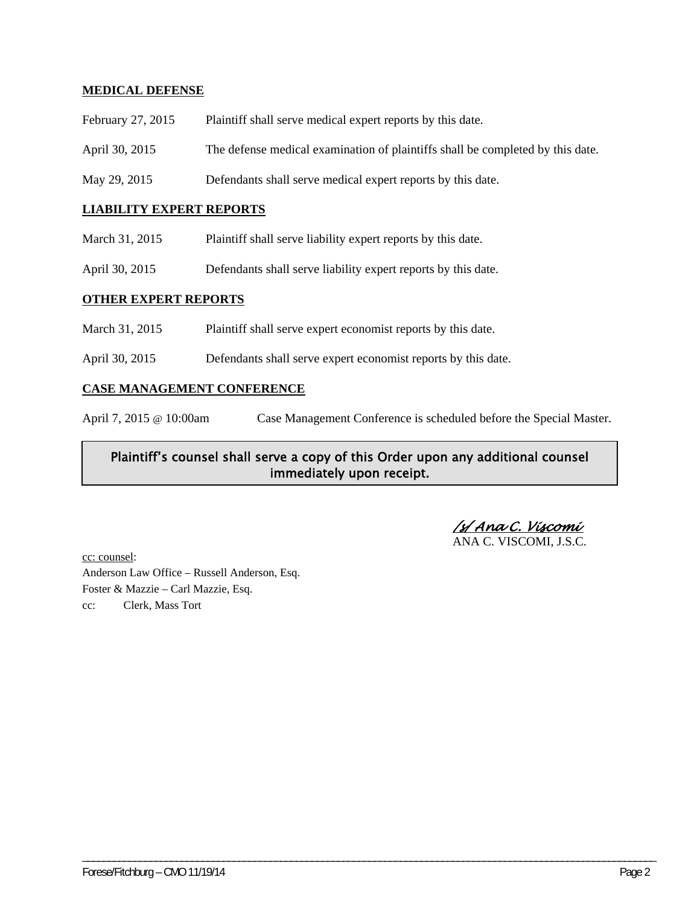**MEDICAL DEFENSE**

| | |
|---|---|
| February 27, 2015 | Plaintiff shall serve medical expert reports by this date. |
| April 30, 2015 | The defense medical examination of plaintiffs shall be completed by this date. |
| May 29, 2015 | Defendants shall serve medical expert reports by this date. |

**LIABILITY EXPERT REPORTS**

| | |
|---|---|
| March 31, 2015 | Plaintiff shall serve liability expert reports by this date. |
| April 30, 2015 | Defendants shall serve liability expert reports by this date. |

**OTHER EXPERT REPORTS**

| | |
|---|---|
| March 31, 2015 | Plaintiff shall serve expert economist reports by this date. |
| April 30, 2015 | Defendants shall serve expert economist reports by this date. |

**CASE MANAGEMENT CONFERENCE**

| | |
|---|---|
| April 7, 2015 @ 10:00am | Case Management Conference is scheduled before the Special Master. |

**Plaintiff's counsel shall serve a copy of this Order upon any additional counsel immediately upon receipt.**

*/s/ Ana C. Viscomi*
ANA C. VISCOMI, J.S.C.

cc: counsel:
Anderson Law Office – Russell Anderson, Esq.
Foster & Mazzie – Carl Mazzie, Esq.
cc: Clerk, Mass Tort